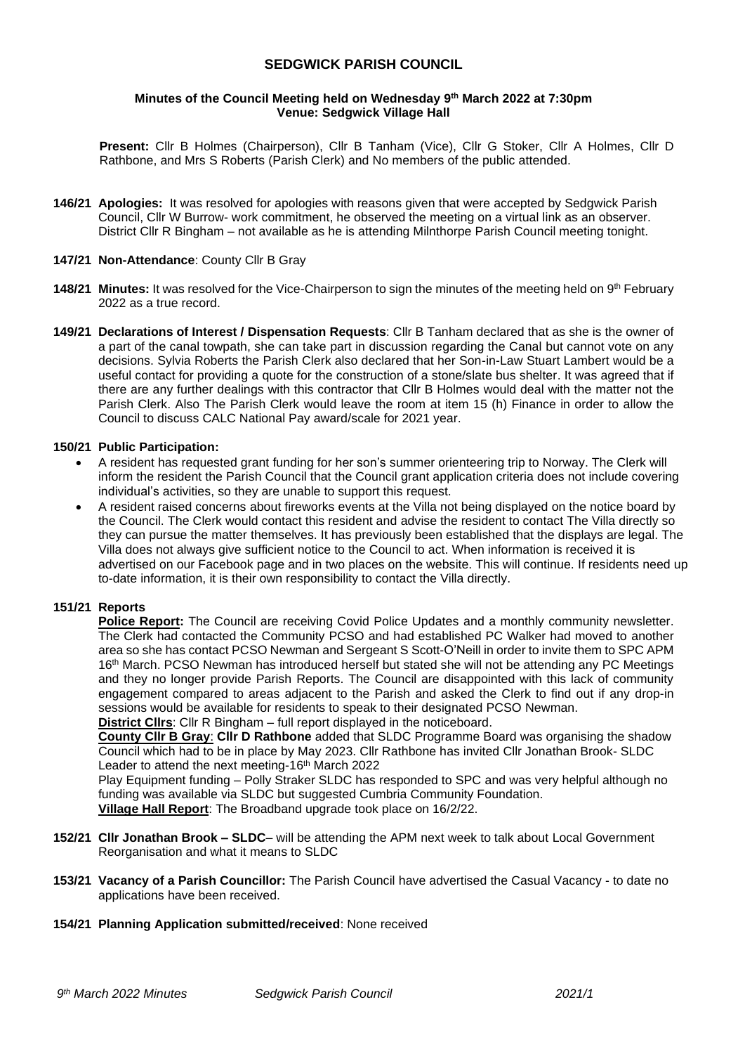# SEDGWICK PARISH COUNCIL

**Minutes of the Council Meeting held on Wednesday 9th March 2022 at 7:30pm**
**Venue: Sedgwick Village Hall**

**Present:** Cllr B Holmes (Chairperson), Cllr B Tanham (Vice), Cllr G Stoker, Cllr A Holmes, Cllr D Rathbone, and Mrs S Roberts (Parish Clerk) and No members of the public attended.

**146/21 Apologies:** It was resolved for apologies with reasons given that were accepted by Sedgwick Parish Council, Cllr W Burrow- work commitment, he observed the meeting on a virtual link as an observer. District Cllr R Bingham – not available as he is attending Milnthorpe Parish Council meeting tonight.

**147/21 Non-Attendance**: County Cllr B Gray

**148/21 Minutes:** It was resolved for the Vice-Chairperson to sign the minutes of the meeting held on 9th February 2022 as a true record.

**149/21 Declarations of Interest / Dispensation Requests**: Cllr B Tanham declared that as she is the owner of a part of the canal towpath, she can take part in discussion regarding the Canal but cannot vote on any decisions. Sylvia Roberts the Parish Clerk also declared that her Son-in-Law Stuart Lambert would be a useful contact for providing a quote for the construction of a stone/slate bus shelter. It was agreed that if there are any further dealings with this contractor that Cllr B Holmes would deal with the matter not the Parish Clerk. Also The Parish Clerk would leave the room at item 15 (h) Finance in order to allow the Council to discuss CALC National Pay award/scale for 2021 year.

**150/21 Public Participation:**

- A resident has requested grant funding for her son's summer orienteering trip to Norway. The Clerk will inform the resident the Parish Council that the Council grant application criteria does not include covering individual's activities, so they are unable to support this request.
- A resident raised concerns about fireworks events at the Villa not being displayed on the notice board by the Council. The Clerk would contact this resident and advise the resident to contact The Villa directly so they can pursue the matter themselves. It has previously been established that the displays are legal. The Villa does not always give sufficient notice to the Council to act. When information is received it is advertised on our Facebook page and in two places on the website. This will continue. If residents need up to-date information, it is their own responsibility to contact the Villa directly.

**151/21 Reports**

**Police Report:** The Council are receiving Covid Police Updates and a monthly community newsletter. The Clerk had contacted the Community PCSO and had established PC Walker had moved to another area so she has contact PCSO Newman and Sergeant S Scott-O'Neill in order to invite them to SPC APM 16th March. PCSO Newman has introduced herself but stated she will not be attending any PC Meetings and they no longer provide Parish Reports. The Council are disappointed with this lack of community engagement compared to areas adjacent to the Parish and asked the Clerk to find out if any drop-in sessions would be available for residents to speak to their designated PCSO Newman.

**District Cllrs**: Cllr R Bingham – full report displayed in the noticeboard.

**County Cllr B Gray**: **Cllr D Rathbone** added that SLDC Programme Board was organising the shadow Council which had to be in place by May 2023. Cllr Rathbone has invited Cllr Jonathan Brook- SLDC Leader to attend the next meeting-16th March 2022

Play Equipment funding – Polly Straker SLDC has responded to SPC and was very helpful although no funding was available via SLDC but suggested Cumbria Community Foundation.

**Village Hall Report**: The Broadband upgrade took place on 16/2/22.

**152/21 Cllr Jonathan Brook – SLDC**– will be attending the APM next week to talk about Local Government Reorganisation and what it means to SLDC

**153/21 Vacancy of a Parish Councillor:** The Parish Council have advertised the Casual Vacancy - to date no applications have been received.

**154/21 Planning Application submitted/received**: None received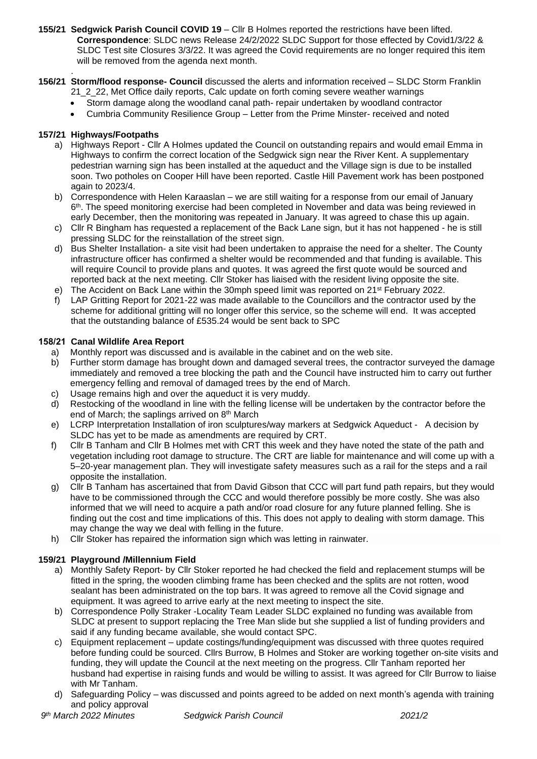**155/21 Sedgwick Parish Council COVID 19** – Cllr B Holmes reported the restrictions have been lifted. **Correspondence**: SLDC news Release 24/2/2022 SLDC Support for those effected by Covid1/3/22 & SLDC Test site Closures 3/3/22. It was agreed the Covid requirements are no longer required this item will be removed from the agenda next month.

.

**156/21 Storm/flood response- Council** discussed the alerts and information received – SLDC Storm Franklin 21_2_22, Met Office daily reports, Calc update on forth coming severe weather warnings

- Storm damage along the woodland canal path- repair undertaken by woodland contractor
- Cumbria Community Resilience Group – Letter from the Prime Minster- received and noted

**157/21 Highways/Footpaths**

a) Highways Report - Cllr A Holmes updated the Council on outstanding repairs and would email Emma in Highways to confirm the correct location of the Sedgwick sign near the River Kent. A supplementary pedestrian warning sign has been installed at the aqueduct and the Village sign is due to be installed soon. Two potholes on Cooper Hill have been reported. Castle Hill Pavement work has been postponed again to 2023/4.

b) Correspondence with Helen Karaaslan – we are still waiting for a response from our email of January 6th. The speed monitoring exercise had been completed in November and data was being reviewed in early December, then the monitoring was repeated in January. It was agreed to chase this up again.

c) Cllr R Bingham has requested a replacement of the Back Lane sign, but it has not happened - he is still pressing SLDC for the reinstallation of the street sign.

d) Bus Shelter Installation- a site visit had been undertaken to appraise the need for a shelter. The County infrastructure officer has confirmed a shelter would be recommended and that funding is available. This will require Council to provide plans and quotes. It was agreed the first quote would be sourced and reported back at the next meeting. Cllr Stoker has liaised with the resident living opposite the site.

e) The Accident on Back Lane within the 30mph speed limit was reported on 21st February 2022.

f) LAP Gritting Report for 2021-22 was made available to the Councillors and the contractor used by the scheme for additional gritting will no longer offer this service, so the scheme will end. It was accepted that the outstanding balance of £535.24 would be sent back to SPC

**158/21 Canal Wildlife Area Report**

a) Monthly report was discussed and is available in the cabinet and on the web site.

b) Further storm damage has brought down and damaged several trees, the contractor surveyed the damage immediately and removed a tree blocking the path and the Council have instructed him to carry out further emergency felling and removal of damaged trees by the end of March.

c) Usage remains high and over the aqueduct it is very muddy.

d) Restocking of the woodland in line with the felling license will be undertaken by the contractor before the end of March; the saplings arrived on 8th March

e) LCRP Interpretation Installation of iron sculptures/way markers at Sedgwick Aqueduct - A decision by SLDC has yet to be made as amendments are required by CRT.

f) Cllr B Tanham and Cllr B Holmes met with CRT this week and they have noted the state of the path and vegetation including root damage to structure. The CRT are liable for maintenance and will come up with a 5–20-year management plan. They will investigate safety measures such as a rail for the steps and a rail opposite the installation.

g) Cllr B Tanham has ascertained that from David Gibson that CCC will part fund path repairs, but they would have to be commissioned through the CCC and would therefore possibly be more costly. She was also informed that we will need to acquire a path and/or road closure for any future planned felling. She is finding out the cost and time implications of this. This does not apply to dealing with storm damage. This may change the way we deal with felling in the future.

h) Cllr Stoker has repaired the information sign which was letting in rainwater.

**159/21 Playground /Millennium Field**

a) Monthly Safety Report- by Cllr Stoker reported he had checked the field and replacement stumps will be fitted in the spring, the wooden climbing frame has been checked and the splits are not rotten, wood sealant has been administrated on the top bars. It was agreed to remove all the Covid signage and equipment. It was agreed to arrive early at the next meeting to inspect the site.

b) Correspondence Polly Straker -Locality Team Leader SLDC explained no funding was available from SLDC at present to support replacing the Tree Man slide but she supplied a list of funding providers and said if any funding became available, she would contact SPC.

c) Equipment replacement – update costings/funding/equipment was discussed with three quotes required before funding could be sourced. Cllrs Burrow, B Holmes and Stoker are working together on-site visits and funding, they will update the Council at the next meeting on the progress. Cllr Tanham reported her husband had expertise in raising funds and would be willing to assist. It was agreed for Cllr Burrow to liaise with Mr Tanham.

d) Safeguarding Policy – was discussed and points agreed to be added on next month's agenda with training and policy approval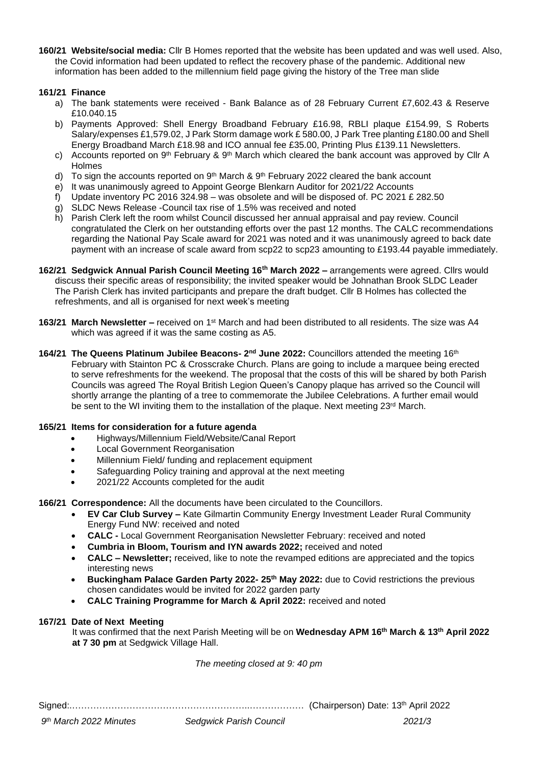**160/21 Website/social media:** Cllr B Homes reported that the website has been updated and was well used. Also, the Covid information had been updated to reflect the recovery phase of the pandemic. Additional new information has been added to the millennium field page giving the history of the Tree man slide

**161/21 Finance**

a) The bank statements were received - Bank Balance as of 28 February Current £7,602.43 & Reserve £10.040.15
b) Payments Approved: Shell Energy Broadband February £16.98, RBLI plaque £154.99, S Roberts Salary/expenses £1,579.02, J Park Storm damage work £ 580.00, J Park Tree planting £180.00 and Shell Energy Broadband March £18.98 and ICO annual fee £35.00, Printing Plus £139.11 Newsletters.
c) Accounts reported on 9th February & 9th March which cleared the bank account was approved by Cllr A Holmes
d) To sign the accounts reported on 9th March & 9th February 2022 cleared the bank account
e) It was unanimously agreed to Appoint George Blenkarn Auditor for 2021/22 Accounts
f) Update inventory PC 2016 324.98 – was obsolete and will be disposed of. PC 2021 £ 282.50
g) SLDC News Release -Council tax rise of 1.5% was received and noted
h) Parish Clerk left the room whilst Council discussed her annual appraisal and pay review. Council congratulated the Clerk on her outstanding efforts over the past 12 months. The CALC recommendations regarding the National Pay Scale award for 2021 was noted and it was unanimously agreed to back date payment with an increase of scale award from scp22 to scp23 amounting to £193.44 payable immediately.

**162/21 Sedgwick Annual Parish Council Meeting 16th March 2022 –** arrangements were agreed. Cllrs would discuss their specific areas of responsibility; the invited speaker would be Johnathan Brook SLDC Leader The Parish Clerk has invited participants and prepare the draft budget. Cllr B Holmes has collected the refreshments, and all is organised for next week's meeting

**163/21 March Newsletter –** received on 1st March and had been distributed to all residents. The size was A4 which was agreed if it was the same costing as A5.

**164/21 The Queens Platinum Jubilee Beacons- 2nd June 2022:** Councillors attended the meeting 16th February with Stainton PC & Crosscrake Church. Plans are going to include a marquee being erected to serve refreshments for the weekend. The proposal that the costs of this will be shared by both Parish Councils was agreed The Royal British Legion Queen's Canopy plaque has arrived so the Council will shortly arrange the planting of a tree to commemorate the Jubilee Celebrations. A further email would be sent to the WI inviting them to the installation of the plaque. Next meeting 23rd March.

**165/21 Items for consideration for a future agenda**

- Highways/Millennium Field/Website/Canal Report
- Local Government Reorganisation
- Millennium Field/ funding and replacement equipment
- Safeguarding Policy training and approval at the next meeting
- 2021/22 Accounts completed for the audit

**166/21 Correspondence:** All the documents have been circulated to the Councillors.

- **EV Car Club Survey –** Kate Gilmartin Community Energy Investment Leader Rural Community Energy Fund NW: received and noted
- **CALC -** Local Government Reorganisation Newsletter February: received and noted
- **Cumbria in Bloom, Tourism and IYN awards 2022;** received and noted
- **CALC – Newsletter;** received, like to note the revamped editions are appreciated and the topics interesting news
- **Buckingham Palace Garden Party 2022- 25th May 2022:** due to Covid restrictions the previous chosen candidates would be invited for 2022 garden party
- **CALC Training Programme for March & April 2022:** received and noted

**167/21 Date of Next Meeting**

It was confirmed that the next Parish Meeting will be on **Wednesday APM 16th March & 13th April 2022 at 7 30 pm** at Sedgwick Village Hall.

*The meeting closed at 9: 40 pm*

Signed:……………………………………………………..……………… (Chairperson) Date: 13th April 2022